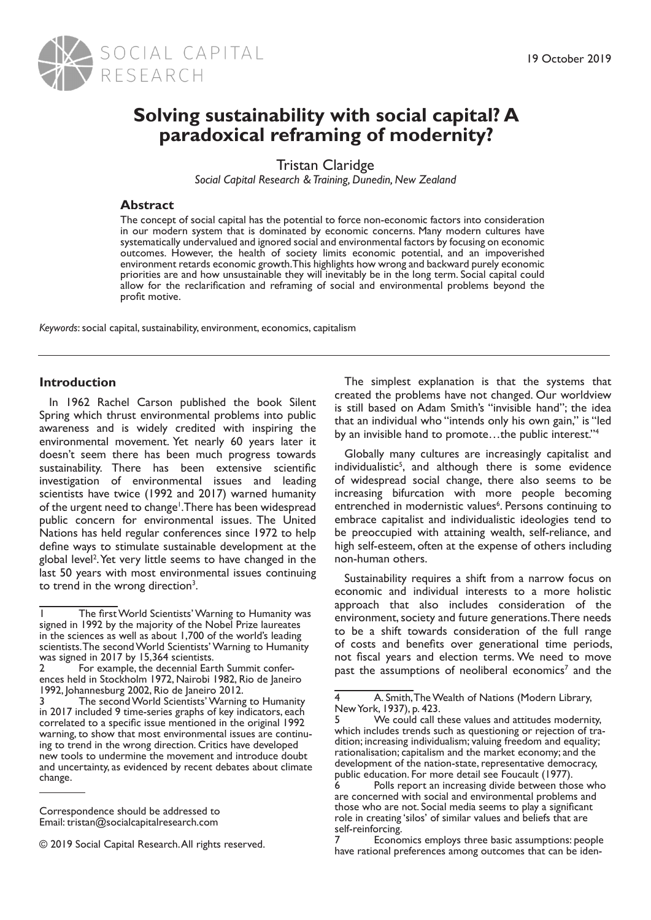# Solving sustainability with social capital? A paradoxical reframing of modernity?

Tristan Claridge

*Social Capital Research & Training, Dunedin, New Zealand*

19 October 2019

## Abstract

The concept of social capital has the potential to force non-economic factors into consideration in our modern system that is dominated by economic concerns. Many modern cultures have systematically undervalued and ignored social and environmental factors by focusing on economic outcomes. However, the health of society limits economic potential, and an impoverished environment retards economic growth. This highlights how wrong and backward purely economic priorities are and how unsustainable they will inevitably be in the long term. Social capital could allow for the reclarification and reframing of social and environmental problems beyond the profit motive.

*Keywords*: social capital, sustainability, environment, economics, capitalism

## Introduction

In 1962 Rachel Carson published the book Silent Spring which thrust environmental problems into public awareness and is widely credited with inspiring the environmental movement. Yet nearly 60 years later it doesn't seem there has been much progress towards sustainability. There has been extensive scientific investigation of environmental issues and leading scientists have twice (1992 and 2017) warned humanity of the urgent need to change[1]. There has been widespread public concern for environmental issues. The United Nations has held regular conferences since 1972 to help define ways to stimulate sustainable development at the global level[2]. Yet very little seems to have changed in the last 50 years with most environmental issues continuing to trend in the wrong direction[3].

The simplest explanation is that the systems that created the problems have not changed. Our worldview is still based on Adam Smith's "invisible hand"; the idea that an individual who "intends only his own gain," is "led by an invisible hand to promote…the public interest."[4]

Globally many cultures are increasingly capitalist and individualistic[5], and although there is some evidence of widespread social change, there also seems to be increasing bifurcation with more people becoming entrenched in modernistic values[6]. Persons continuing to embrace capitalist and individualistic ideologies tend to be preoccupied with attaining wealth, self-reliance, and high self-esteem, often at the expense of others including non-human others.

Sustainability requires a shift from a narrow focus on economic and individual interests to a more holistic approach that also includes consideration of the environment, society and future generations. There needs to be a shift towards consideration of the full range of costs and benefits over generational time periods, not fiscal years and election terms. We need to move past the assumptions of neoliberal economics[7] and the

---

1 The first World Scientists' Warning to Humanity was signed in 1992 by the majority of the Nobel Prize laureates in the sciences as well as about 1,700 of the world's leading scientists. The second World Scientists' Warning to Humanity was signed in 2017 by 15,364 scientists.

2 For example, the decennial Earth Summit conferences held in Stockholm 1972, Nairobi 1982, Rio de Janeiro 1992, Johannesburg 2002, Rio de Janeiro 2012.

3 The second World Scientists' Warning to Humanity in 2017 included 9 time-series graphs of key indicators, each correlated to a specific issue mentioned in the original 1992 warning, to show that most environmental issues are continuing to trend in the wrong direction. Critics have developed new tools to undermine the movement and introduce doubt and uncertainty, as evidenced by recent debates about climate change.

4 A. Smith, The Wealth of Nations (Modern Library, New York, 1937), p. 423.

5 We could call these values and attitudes modernity, which includes trends such as questioning or rejection of tradition; increasing individualism; valuing freedom and equality; rationalisation; capitalism and the market economy; and the development of the nation-state, representative democracy, public education. For more detail see Foucault (1977).

6 Polls report an increasing divide between those who are concerned with social and environmental problems and those who are not. Social media seems to play a significant role in creating 'silos' of similar values and beliefs that are self-reinforcing.

7 Economics employs three basic assumptions: people have rational preferences among outcomes that can be iden-

Correspondence should be addressed to
Email: tristan@socialcapitalresearch.com

© 2019 Social Capital Research. All rights reserved.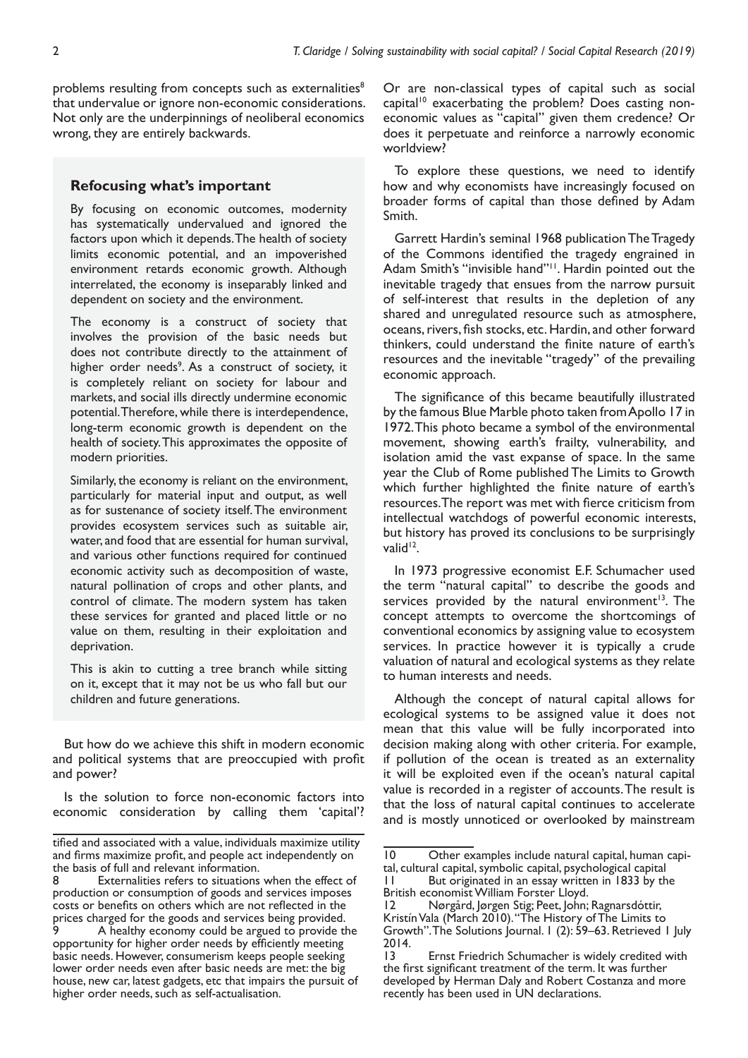problems resulting from concepts such as externalities[8] that undervalue or ignore non-economic considerations. Not only are the underpinnings of neoliberal economics wrong, they are entirely backwards.

### Refocusing what's important

By focusing on economic outcomes, modernity has systematically undervalued and ignored the factors upon which it depends. The health of society limits economic potential, and an impoverished environment retards economic growth. Although interrelated, the economy is inseparably linked and dependent on society and the environment.

The economy is a construct of society that involves the provision of the basic needs but does not contribute directly to the attainment of higher order needs[9]. As a construct of society, it is completely reliant on society for labour and markets, and social ills directly undermine economic potential. Therefore, while there is interdependence, long-term economic growth is dependent on the health of society. This approximates the opposite of modern priorities.

Similarly, the economy is reliant on the environment, particularly for material input and output, as well as for sustenance of society itself. The environment provides ecosystem services such as suitable air, water, and food that are essential for human survival, and various other functions required for continued economic activity such as decomposition of waste, natural pollination of crops and other plants, and control of climate. The modern system has taken these services for granted and placed little or no value on them, resulting in their exploitation and deprivation.

This is akin to cutting a tree branch while sitting on it, except that it may not be us who fall but our children and future generations.

But how do we achieve this shift in modern economic and political systems that are preoccupied with profit and power?

Is the solution to force non-economic factors into economic consideration by calling them 'capital'? Or are non-classical types of capital such as social capital[10] exacerbating the problem? Does casting non-economic values as "capital" given them credence? Or does it perpetuate and reinforce a narrowly economic worldview?

To explore these questions, we need to identify how and why economists have increasingly focused on broader forms of capital than those defined by Adam Smith.

Garrett Hardin's seminal 1968 publication The Tragedy of the Commons identified the tragedy engrained in Adam Smith's "invisible hand"[11]. Hardin pointed out the inevitable tragedy that ensues from the narrow pursuit of self-interest that results in the depletion of any shared and unregulated resource such as atmosphere, oceans, rivers, fish stocks, etc. Hardin, and other forward thinkers, could understand the finite nature of earth's resources and the inevitable "tragedy" of the prevailing economic approach.

The significance of this became beautifully illustrated by the famous Blue Marble photo taken from Apollo 17 in 1972. This photo became a symbol of the environmental movement, showing earth's frailty, vulnerability, and isolation amid the vast expanse of space. In the same year the Club of Rome published The Limits to Growth which further highlighted the finite nature of earth's resources. The report was met with fierce criticism from intellectual watchdogs of powerful economic interests, but history has proved its conclusions to be surprisingly valid[12].

In 1973 progressive economist E.F. Schumacher used the term "natural capital" to describe the goods and services provided by the natural environment[13]. The concept attempts to overcome the shortcomings of conventional economics by assigning value to ecosystem services. In practice however it is typically a crude valuation of natural and ecological systems as they relate to human interests and needs.

Although the concept of natural capital allows for ecological systems to be assigned value it does not mean that this value will be fully incorporated into decision making along with other criteria. For example, if pollution of the ocean is treated as an externality it will be exploited even if the ocean's natural capital value is recorded in a register of accounts. The result is that the loss of natural capital continues to accelerate and is mostly unnoticed or overlooked by mainstream

---

tified and associated with a value, individuals maximize utility and firms maximize profit, and people act independently on the basis of full and relevant information.

8 Externalities refers to situations when the effect of production or consumption of goods and services imposes costs or benefits on others which are not reflected in the prices charged for the goods and services being provided.

9 A healthy economy could be argued to provide the opportunity for higher order needs by efficiently meeting basic needs. However, consumerism keeps people seeking lower order needs even after basic needs are met: the big house, new car, latest gadgets, etc that impairs the pursuit of higher order needs, such as self-actualisation.

10 Other examples include natural capital, human capital, cultural capital, symbolic capital, psychological capital

11 But originated in an essay written in 1833 by the British economist William Forster Lloyd.

12 Nørgård, Jørgen Stig; Peet, John; Ragnarsdóttir, Kristín Vala (March 2010). "The History of The Limits to Growth". The Solutions Journal. 1 (2): 59–63. Retrieved 1 July 2014.

13 Ernst Friedrich Schumacher is widely credited with the first significant treatment of the term. It was further developed by Herman Daly and Robert Costanza and more recently has been used in UN declarations.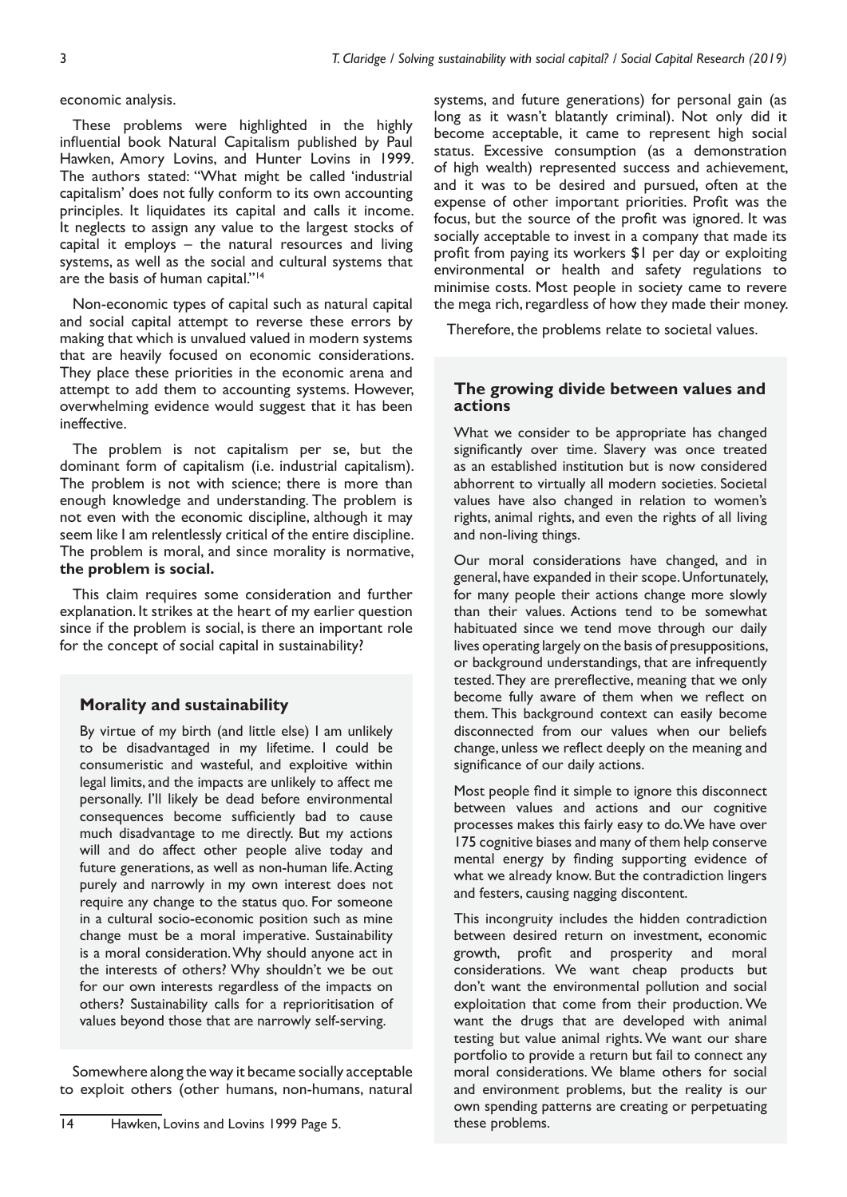economic analysis.

These problems were highlighted in the highly influential book Natural Capitalism published by Paul Hawken, Amory Lovins, and Hunter Lovins in 1999. The authors stated: "What might be called 'industrial capitalism' does not fully conform to its own accounting principles. It liquidates its capital and calls it income. It neglects to assign any value to the largest stocks of capital it employs – the natural resources and living systems, as well as the social and cultural systems that are the basis of human capital."[14]

Non-economic types of capital such as natural capital and social capital attempt to reverse these errors by making that which is unvalued in modern systems that are heavily focused on economic considerations. They place these priorities in the economic arena and attempt to add them to accounting systems. However, overwhelming evidence would suggest that it has been ineffective.

The problem is not capitalism per se, but the dominant form of capitalism (i.e. industrial capitalism). The problem is not with science; there is more than enough knowledge and understanding. The problem is not even with the economic discipline, although it may seem like I am relentlessly critical of the entire discipline. The problem is moral, and since morality is normative, **the problem is social.**

This claim requires some consideration and further explanation. It strikes at the heart of my earlier question since if the problem is social, is there an important role for the concept of social capital in sustainability?

### Morality and sustainability

By virtue of my birth (and little else) I am unlikely to be disadvantaged in my lifetime. I could be consumeristic and wasteful, and exploitive within legal limits, and the impacts are unlikely to affect me personally. I'll likely be dead before environmental consequences become sufficiently bad to cause much disadvantage to me directly. But my actions will and do affect other people alive today and future generations, as well as non-human life. Acting purely and narrowly in my own interest does not require any change to the status quo. For someone in a cultural socio-economic position such as mine change must be a moral imperative. Sustainability is a moral consideration. Why should anyone act in the interests of others? Why shouldn't we be out for our own interests regardless of the impacts on others? Sustainability calls for a reprioritisation of values beyond those that are narrowly self-serving.

Somewhere along the way it became socially acceptable to exploit others (other humans, non-humans, natural systems, and future generations) for personal gain (as long as it wasn't blatantly criminal). Not only did it become acceptable, it came to represent high social status. Excessive consumption (as a demonstration of high wealth) represented success and achievement, and it was to be desired and pursued, often at the expense of other important priorities. Profit was the focus, but the source of the profit was ignored. It was socially acceptable to invest in a company that made its profit from paying its workers $1 per day or exploiting environmental or health and safety regulations to minimise costs. Most people in society came to revere the mega rich, regardless of how they made their money.

Therefore, the problems relate to societal values.

### The growing divide between values and actions

What we consider to be appropriate has changed significantly over time. Slavery was once treated as an established institution but is now considered abhorrent to virtually all modern societies. Societal values have also changed in relation to women's rights, animal rights, and even the rights of all living and non-living things.

Our moral considerations have changed, and in general, have expanded in their scope. Unfortunately, for many people their actions change more slowly than their values. Actions tend to be somewhat habituated since we tend move through our daily lives operating largely on the basis of presuppositions, or background understandings, that are infrequently tested. They are prereflective, meaning that we only become fully aware of them when we reflect on them. This background context can easily become disconnected from our values when our beliefs change, unless we reflect deeply on the meaning and significance of our daily actions.

Most people find it simple to ignore this disconnect between values and actions and our cognitive processes makes this fairly easy to do. We have over 175 cognitive biases and many of them help conserve mental energy by finding supporting evidence of what we already know. But the contradiction lingers and festers, causing nagging discontent.

This incongruity includes the hidden contradiction between desired return on investment, economic growth, profit and prosperity and moral considerations. We want cheap products but don't want the environmental pollution and social exploitation that come from their production. We want the drugs that are developed with animal testing but value animal rights. We want our share portfolio to provide a return but fail to connect any moral considerations. We blame others for social and environment problems, but the reality is our own spending patterns are creating or perpetuating these problems.

---

14 Hawken, Lovins and Lovins 1999 Page 5.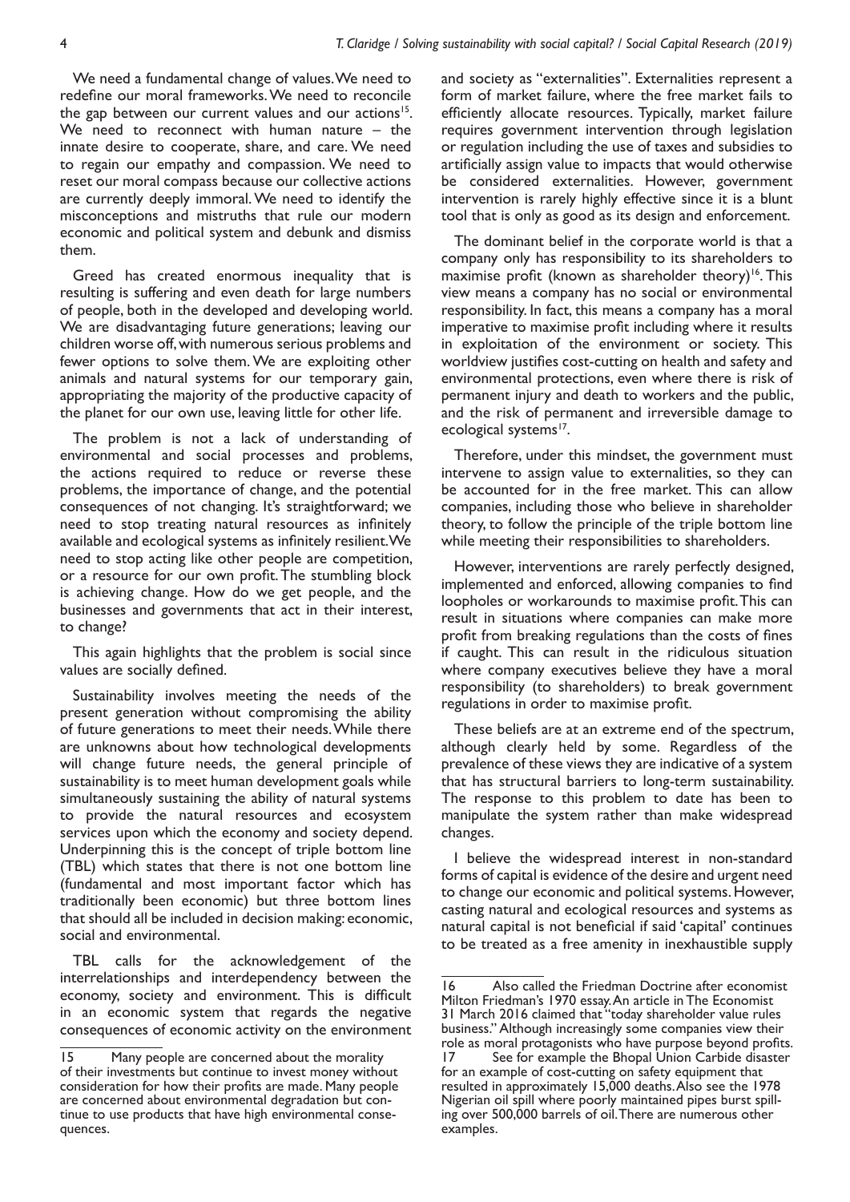We need a fundamental change of values. We need to redefine our moral frameworks. We need to reconcile the gap between our current values and our actions[15]. We need to reconnect with human nature – the innate desire to cooperate, share, and care. We need to regain our empathy and compassion. We need to reset our moral compass because our collective actions are currently deeply immoral. We need to identify the misconceptions and mistruths that rule our modern economic and political system and debunk and dismiss them.

Greed has created enormous inequality that is resulting is suffering and even death for large numbers of people, both in the developed and developing world. We are disadvantaging future generations; leaving our children worse off, with numerous serious problems and fewer options to solve them. We are exploiting other animals and natural systems for our temporary gain, appropriating the majority of the productive capacity of the planet for our own use, leaving little for other life.

The problem is not a lack of understanding of environmental and social processes and problems, the actions required to reduce or reverse these problems, the importance of change, and the potential consequences of not changing. It's straightforward; we need to stop treating natural resources as infinitely available and ecological systems as infinitely resilient. We need to stop acting like other people are competition, or a resource for our own profit. The stumbling block is achieving change. How do we get people, and the businesses and governments that act in their interest, to change?

This again highlights that the problem is social since values are socially defined.

Sustainability involves meeting the needs of the present generation without compromising the ability of future generations to meet their needs. While there are unknowns about how technological developments will change future needs, the general principle of sustainability is to meet human development goals while simultaneously sustaining the ability of natural systems to provide the natural resources and ecosystem services upon which the economy and society depend. Underpinning this is the concept of triple bottom line (TBL) which states that there is not one bottom line (fundamental and most important factor which has traditionally been economic) but three bottom lines that should all be included in decision making: economic, social and environmental.

TBL calls for the acknowledgement of the interrelationships and interdependency between the economy, society and environment. This is difficult in an economic system that regards the negative consequences of economic activity on the environment and society as "externalities". Externalities represent a form of market failure, where the free market fails to efficiently allocate resources. Typically, market failure requires government intervention through legislation or regulation including the use of taxes and subsidies to artificially assign value to impacts that would otherwise be considered externalities. However, government intervention is rarely highly effective since it is a blunt tool that is only as good as its design and enforcement.

The dominant belief in the corporate world is that a company only has responsibility to its shareholders to maximise profit (known as shareholder theory)[16]. This view means a company has no social or environmental responsibility. In fact, this means a company has a moral imperative to maximise profit including where it results in exploitation of the environment or society. This worldview justifies cost-cutting on health and safety and environmental protections, even where there is risk of permanent injury and death to workers and the public, and the risk of permanent and irreversible damage to ecological systems[17].

Therefore, under this mindset, the government must intervene to assign value to externalities, so they can be accounted for in the free market. This can allow companies, including those who believe in shareholder theory, to follow the principle of the triple bottom line while meeting their responsibilities to shareholders.

However, interventions are rarely perfectly designed, implemented and enforced, allowing companies to find loopholes or workarounds to maximise profit. This can result in situations where companies can make more profit from breaking regulations than the costs of fines if caught. This can result in the ridiculous situation where company executives believe they have a moral responsibility (to shareholders) to break government regulations in order to maximise profit.

These beliefs are at an extreme end of the spectrum, although clearly held by some. Regardless of the prevalence of these views they are indicative of a system that has structural barriers to long-term sustainability. The response to this problem to date has been to manipulate the system rather than make widespread changes.

I believe the widespread interest in non-standard forms of capital is evidence of the desire and urgent need to change our economic and political systems. However, casting natural and ecological resources and systems as natural capital is not beneficial if said 'capital' continues to be treated as a free amenity in inexhaustible supply

---

15 Many people are concerned about the morality of their investments but continue to invest money without consideration for how their profits are made. Many people are concerned about environmental degradation but continue to use products that have high environmental consequences.

16 Also called the Friedman Doctrine after economist Milton Friedman's 1970 essay. An article in The Economist 31 March 2016 claimed that "today shareholder value rules business." Although increasingly some companies view their role as moral protagonists who have purpose beyond profits.

17 See for example the Bhopal Union Carbide disaster for an example of cost-cutting on safety equipment that resulted in approximately 15,000 deaths. Also see the 1978 Nigerian oil spill where poorly maintained pipes burst spilling over 500,000 barrels of oil. There are numerous other examples.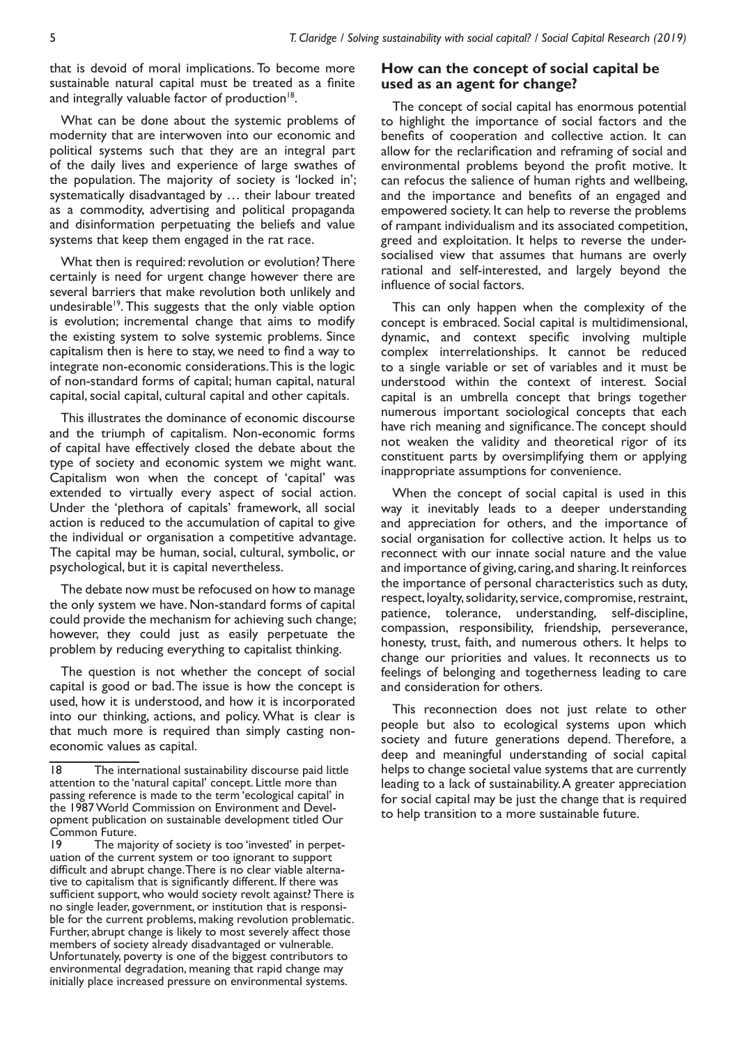that is devoid of moral implications. To become more sustainable natural capital must be treated as a finite and integrally valuable factor of production[18].

What can be done about the systemic problems of modernity that are interwoven into our economic and political systems such that they are an integral part of the daily lives and experience of large swathes of the population. The majority of society is 'locked in'; systematically disadvantaged by … their labour treated as a commodity, advertising and political propaganda and disinformation perpetuating the beliefs and value systems that keep them engaged in the rat race.

What then is required: revolution or evolution? There certainly is need for urgent change however there are several barriers that make revolution both unlikely and undesirable[19]. This suggests that the only viable option is evolution; incremental change that aims to modify the existing system to solve systemic problems. Since capitalism then is here to stay, we need to find a way to integrate non-economic considerations. This is the logic of non-standard forms of capital; human capital, natural capital, social capital, cultural capital and other capitals.

This illustrates the dominance of economic discourse and the triumph of capitalism. Non-economic forms of capital have effectively closed the debate about the type of society and economic system we might want. Capitalism won when the concept of 'capital' was extended to virtually every aspect of social action. Under the 'plethora of capitals' framework, all social action is reduced to the accumulation of capital to give the individual or organisation a competitive advantage. The capital may be human, social, cultural, symbolic, or psychological, but it is capital nevertheless.

The debate now must be refocused on how to manage the only system we have. Non-standard forms of capital could provide the mechanism for achieving such change; however, they could just as easily perpetuate the problem by reducing everything to capitalist thinking.

The question is not whether the concept of social capital is good or bad. The issue is how the concept is used, how it is understood, and how it is incorporated into our thinking, actions, and policy. What is clear is that much more is required than simply casting non-economic values as capital.

## How can the concept of social capital be used as an agent for change?

The concept of social capital has enormous potential to highlight the importance of social factors and the benefits of cooperation and collective action. It can allow for the reclarification and reframing of social and environmental problems beyond the profit motive. It can refocus the salience of human rights and wellbeing, and the importance and benefits of an engaged and empowered society. It can help to reverse the problems of rampant individualism and its associated competition, greed and exploitation. It helps to reverse the under-socialised view that assumes that humans are overly rational and self-interested, and largely beyond the influence of social factors.

This can only happen when the complexity of the concept is embraced. Social capital is multidimensional, dynamic, and context specific involving multiple complex interrelationships. It cannot be reduced to a single variable or set of variables and it must be understood within the context of interest. Social capital is an umbrella concept that brings together numerous important sociological concepts that each have rich meaning and significance. The concept should not weaken the validity and theoretical rigor of its constituent parts by oversimplifying them or applying inappropriate assumptions for convenience.

When the concept of social capital is used in this way it inevitably leads to a deeper understanding and appreciation for others, and the importance of social organisation for collective action. It helps us to reconnect with our innate social nature and the value and importance of giving, caring, and sharing. It reinforces the importance of personal characteristics such as duty, respect, loyalty, solidarity, service, compromise, restraint, patience, tolerance, understanding, self-discipline, compassion, responsibility, friendship, perseverance, honesty, trust, faith, and numerous others. It helps to change our priorities and values. It reconnects us to feelings of belonging and togetherness leading to care and consideration for others.

This reconnection does not just relate to other people but also to ecological systems upon which society and future generations depend. Therefore, a deep and meaningful understanding of social capital helps to change societal value systems that are currently leading to a lack of sustainability. A greater appreciation for social capital may be just the change that is required to help transition to a more sustainable future.

---

18 The international sustainability discourse paid little attention to the 'natural capital' concept. Little more than passing reference is made to the term 'ecological capital' in the 1987 World Commission on Environment and Development publication on sustainable development titled Our Common Future.

19 The majority of society is too 'invested' in perpetuation of the current system or too ignorant to support difficult and abrupt change. There is no clear viable alternative to capitalism that is significantly different. If there was sufficient support, who would society revolt against? There is no single leader, government, or institution that is responsible for the current problems, making revolution problematic. Further, abrupt change is likely to most severely affect those members of society already disadvantaged or vulnerable. Unfortunately, poverty is one of the biggest contributors to environmental degradation, meaning that rapid change may initially place increased pressure on environmental systems.